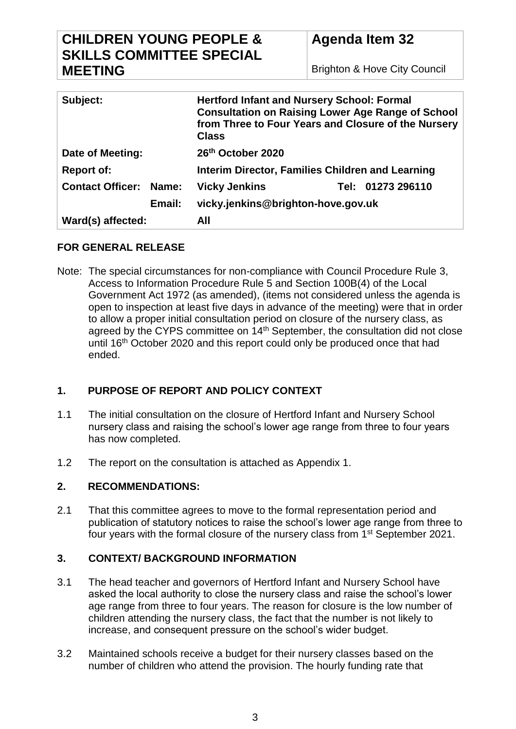| CHILDREN YOUNG PEOPLE & SKILLS COMMITTEE SPECIAL MEETING | Agenda Item 32 Brighton & Hove City Council |
| --- | --- |

| | | |
| --- | --- | --- |
| **Subject:** | **Hertford Infant and Nursery School: Formal Consultation on Raising Lower Age Range of School from Three to Four Years and Closure of the Nursery Class** | |
| **Date of Meeting:** | **26th October 2020** | |
| **Report of:** | **Interim Director, Families Children and Learning** | |
| **Contact Officer: Name:** | **Vicky Jenkins** | **Tel: 01273 296110** |
| **Email:** | **vicky.jenkins@brighton-hove.gov.uk** | |
| **Ward(s) affected:** | **All** | |

**FOR GENERAL RELEASE**

Note: The special circumstances for non-compliance with Council Procedure Rule 3, Access to Information Procedure Rule 5 and Section 100B(4) of the Local Government Act 1972 (as amended), (items not considered unless the agenda is open to inspection at least five days in advance of the meeting) were that in order to allow a proper initial consultation period on closure of the nursery class, as agreed by the CYPS committee on 14th September, the consultation did not close until 16th October 2020 and this report could only be produced once that had ended.

## 1. PURPOSE OF REPORT AND POLICY CONTEXT

1.1 The initial consultation on the closure of Hertford Infant and Nursery School nursery class and raising the school's lower age range from three to four years has now completed.

1.2 The report on the consultation is attached as Appendix 1.

## 2. RECOMMENDATIONS:

2.1 That this committee agrees to move to the formal representation period and publication of statutory notices to raise the school's lower age range from three to four years with the formal closure of the nursery class from 1st September 2021.

## 3. CONTEXT/ BACKGROUND INFORMATION

3.1 The head teacher and governors of Hertford Infant and Nursery School have asked the local authority to close the nursery class and raise the school's lower age range from three to four years. The reason for closure is the low number of children attending the nursery class, the fact that the number is not likely to increase, and consequent pressure on the school's wider budget.

3.2 Maintained schools receive a budget for their nursery classes based on the number of children who attend the provision. The hourly funding rate that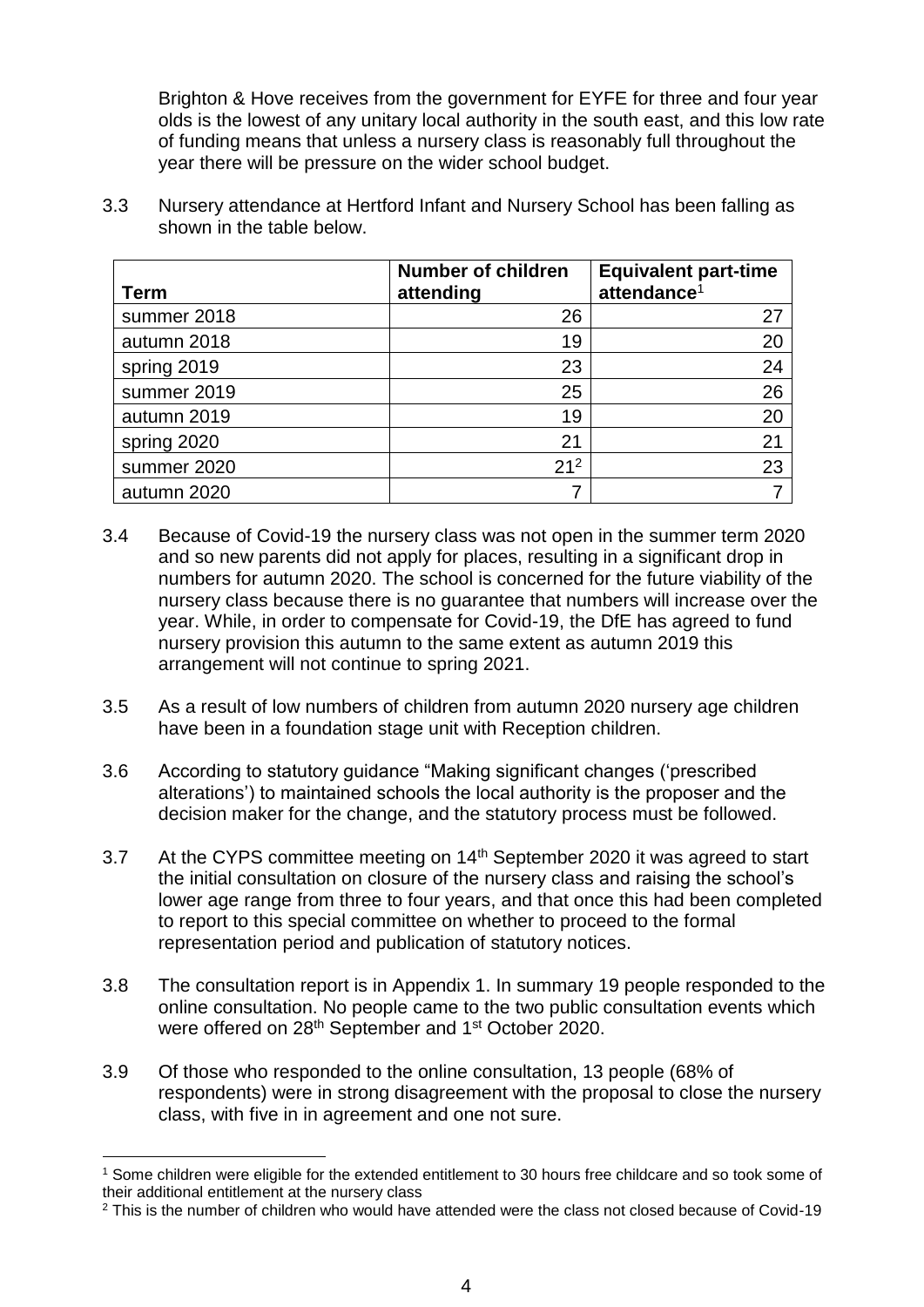Brighton & Hove receives from the government for EYFE for three and four year olds is the lowest of any unitary local authority in the south east, and this low rate of funding means that unless a nursery class is reasonably full throughout the year there will be pressure on the wider school budget.

3.3 Nursery attendance at Hertford Infant and Nursery School has been falling as shown in the table below.

| Term | Number of children attending | Equivalent part-time attendance[1] |
|---|---|---|
| summer 2018 | 26 | 27 |
| autumn 2018 | 19 | 20 |
| spring 2019 | 23 | 24 |
| summer 2019 | 25 | 26 |
| autumn 2019 | 19 | 20 |
| spring 2020 | 21 | 21 |
| summer 2020 | 21[2] | 23 |
| autumn 2020 | 7 | 7 |

3.4 Because of Covid-19 the nursery class was not open in the summer term 2020 and so new parents did not apply for places, resulting in a significant drop in numbers for autumn 2020. The school is concerned for the future viability of the nursery class because there is no guarantee that numbers will increase over the year. While, in order to compensate for Covid-19, the DfE has agreed to fund nursery provision this autumn to the same extent as autumn 2019 this arrangement will not continue to spring 2021.

3.5 As a result of low numbers of children from autumn 2020 nursery age children have been in a foundation stage unit with Reception children.

3.6 According to statutory guidance "Making significant changes ('prescribed alterations') to maintained schools the local authority is the proposer and the decision maker for the change, and the statutory process must be followed.

3.7 At the CYPS committee meeting on 14th September 2020 it was agreed to start the initial consultation on closure of the nursery class and raising the school's lower age range from three to four years, and that once this had been completed to report to this special committee on whether to proceed to the formal representation period and publication of statutory notices.

3.8 The consultation report is in Appendix 1. In summary 19 people responded to the online consultation. No people came to the two public consultation events which were offered on 28th September and 1st October 2020.

3.9 Of those who responded to the online consultation, 13 people (68% of respondents) were in strong disagreement with the proposal to close the nursery class, with five in in agreement and one not sure.

[1] Some children were eligible for the extended entitlement to 30 hours free childcare and so took some of their additional entitlement at the nursery class

[2] This is the number of children who would have attended were the class not closed because of Covid-19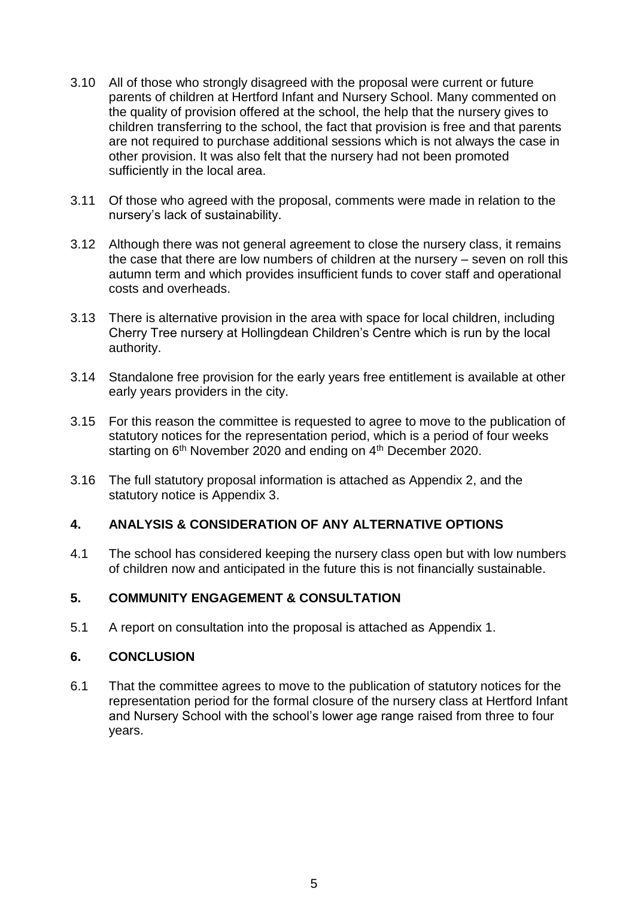3.10 All of those who strongly disagreed with the proposal were current or future parents of children at Hertford Infant and Nursery School. Many commented on the quality of provision offered at the school, the help that the nursery gives to children transferring to the school, the fact that provision is free and that parents are not required to purchase additional sessions which is not always the case in other provision. It was also felt that the nursery had not been promoted sufficiently in the local area.

3.11 Of those who agreed with the proposal, comments were made in relation to the nursery's lack of sustainability.

3.12 Although there was not general agreement to close the nursery class, it remains the case that there are low numbers of children at the nursery – seven on roll this autumn term and which provides insufficient funds to cover staff and operational costs and overheads.

3.13 There is alternative provision in the area with space for local children, including Cherry Tree nursery at Hollingdean Children's Centre which is run by the local authority.

3.14 Standalone free provision for the early years free entitlement is available at other early years providers in the city.

3.15 For this reason the committee is requested to agree to move to the publication of statutory notices for the representation period, which is a period of four weeks starting on 6th November 2020 and ending on 4th December 2020.

3.16 The full statutory proposal information is attached as Appendix 2, and the statutory notice is Appendix 3.

## 4. ANALYSIS & CONSIDERATION OF ANY ALTERNATIVE OPTIONS

4.1 The school has considered keeping the nursery class open but with low numbers of children now and anticipated in the future this is not financially sustainable.

## 5. COMMUNITY ENGAGEMENT & CONSULTATION

5.1 A report on consultation into the proposal is attached as Appendix 1.

## 6. CONCLUSION

6.1 That the committee agrees to move to the publication of statutory notices for the representation period for the formal closure of the nursery class at Hertford Infant and Nursery School with the school's lower age range raised from three to four years.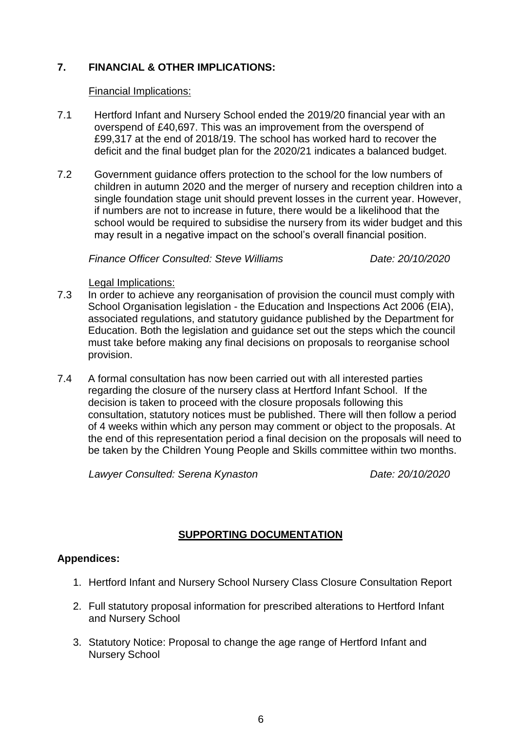## 7. FINANCIAL & OTHER IMPLICATIONS:

Financial Implications:

7.1 Hertford Infant and Nursery School ended the 2019/20 financial year with an overspend of £40,697. This was an improvement from the overspend of £99,317 at the end of 2018/19. The school has worked hard to recover the deficit and the final budget plan for the 2020/21 indicates a balanced budget.

7.2 Government guidance offers protection to the school for the low numbers of children in autumn 2020 and the merger of nursery and reception children into a single foundation stage unit should prevent losses in the current year. However, if numbers are not to increase in future, there would be a likelihood that the school would be required to subsidise the nursery from its wider budget and this may result in a negative impact on the school's overall financial position.

*Finance Officer Consulted: Steve Williams* *Date: 20/10/2020*

Legal Implications:

7.3 In order to achieve any reorganisation of provision the council must comply with School Organisation legislation - the Education and Inspections Act 2006 (EIA), associated regulations, and statutory guidance published by the Department for Education. Both the legislation and guidance set out the steps which the council must take before making any final decisions on proposals to reorganise school provision.

7.4 A formal consultation has now been carried out with all interested parties regarding the closure of the nursery class at Hertford Infant School. If the decision is taken to proceed with the closure proposals following this consultation, statutory notices must be published. There will then follow a period of 4 weeks within which any person may comment or object to the proposals. At the end of this representation period a final decision on the proposals will need to be taken by the Children Young People and Skills committee within two months.

*Lawyer Consulted: Serena Kynaston* *Date: 20/10/2020*

## SUPPORTING DOCUMENTATION

**Appendices:**

1. Hertford Infant and Nursery School Nursery Class Closure Consultation Report
2. Full statutory proposal information for prescribed alterations to Hertford Infant and Nursery School
3. Statutory Notice: Proposal to change the age range of Hertford Infant and Nursery School